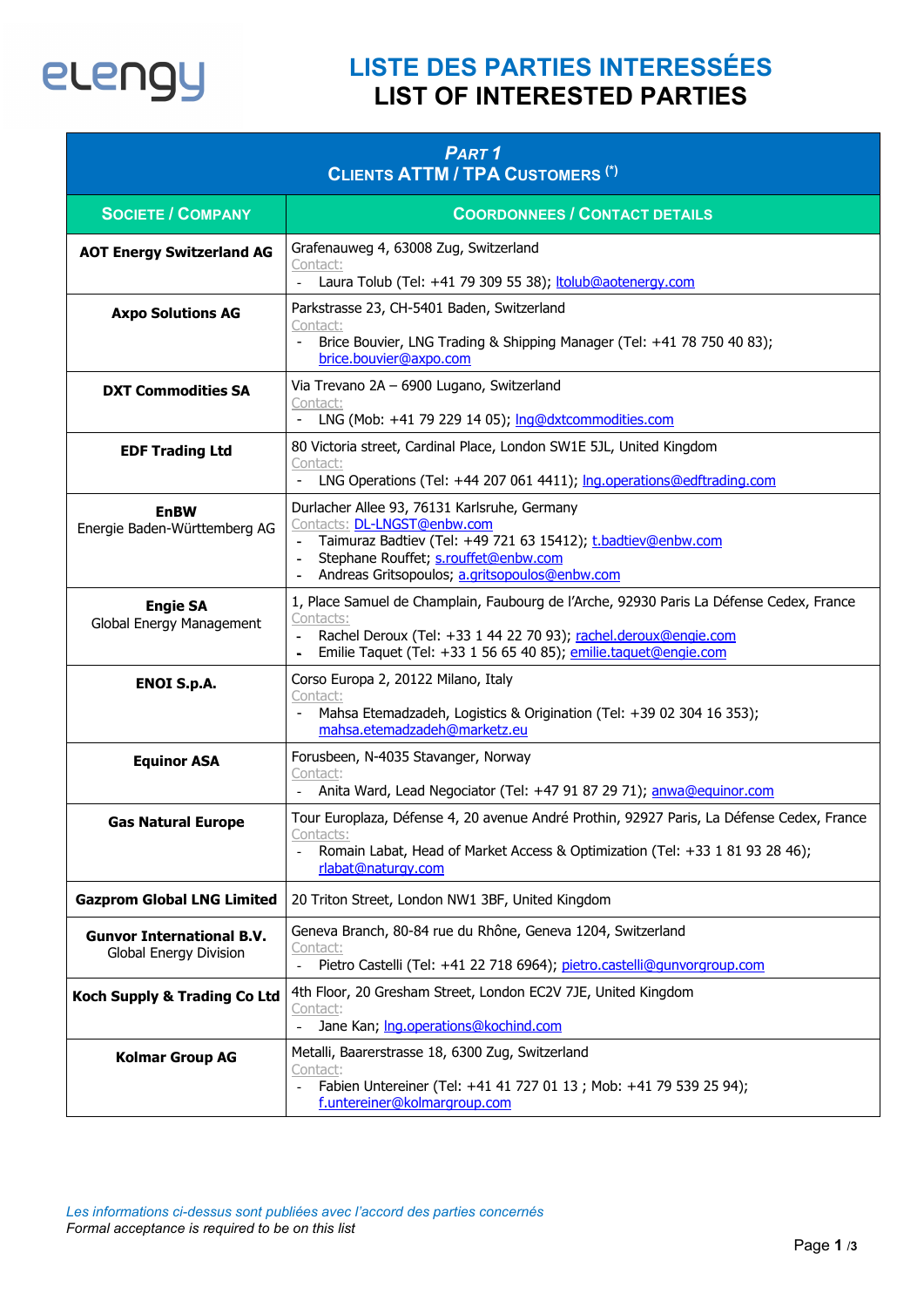# LISTE DES PARTIES INTERESSÉES
# LIST OF INTERESTED PARTIES

| *PART 1*<br>CLIENTS ATTM / TPA CUSTOMERS (*) | |
|---|---|
| **SOCIETE / COMPANY** | **COORDONNEES / CONTACT DETAILS** |
| **AOT Energy Switzerland AG** | Grafenauweg 4, 63008 Zug, Switzerland<br>Contact:<br>- Laura Tolub (Tel: +41 79 309 55 38); ltolub@aotenergy.com |
| **Axpo Solutions AG** | Parkstrasse 23, CH-5401 Baden, Switzerland<br>Contact:<br>- Brice Bouvier, LNG Trading & Shipping Manager (Tel: +41 78 750 40 83); brice.bouvier@axpo.com |
| **DXT Commodities SA** | Via Trevano 2A – 6900 Lugano, Switzerland<br>Contact:<br>- LNG (Mob: +41 79 229 14 05); lng@dxtcommodities.com |
| **EDF Trading Ltd** | 80 Victoria street, Cardinal Place, London SW1E 5JL, United Kingdom<br>Contact:<br>- LNG Operations (Tel: +44 207 061 4411); lng.operations@edftrading.com |
| **EnBW**<br>Energie Baden-Württemberg AG | Durlacher Allee 93, 76131 Karlsruhe, Germany<br>Contacts: DL-LNGST@enbw.com<br>- Taimuraz Badtiev (Tel: +49 721 63 15412); t.badtiev@enbw.com<br>- Stephane Rouffet; s.rouffet@enbw.com<br>- Andreas Gritsopoulos; a.gritsopoulos@enbw.com |
| **Engie SA**<br>Global Energy Management | 1, Place Samuel de Champlain, Faubourg de l'Arche, 92930 Paris La Défense Cedex, France<br>Contacts:<br>- Rachel Deroux (Tel: +33 1 44 22 70 93); rachel.deroux@engie.com<br>- Emilie Taquet (Tel: +33 1 56 65 40 85); emilie.taquet@engie.com |
| **ENOI S.p.A.** | Corso Europa 2, 20122 Milano, Italy<br>Contact:<br>- Mahsa Etemadzadeh, Logistics & Origination (Tel: +39 02 304 16 353); mahsa.etemadzadeh@marketz.eu |
| **Equinor ASA** | Forusbeen, N-4035 Stavanger, Norway<br>Contact:<br>- Anita Ward, Lead Negociator (Tel: +47 91 87 29 71); anwa@equinor.com |
| **Gas Natural Europe** | Tour Europlaza, Défense 4, 20 avenue André Prothin, 92927 Paris, La Défense Cedex, France<br>Contacts:<br>- Romain Labat, Head of Market Access & Optimization (Tel: +33 1 81 93 28 46); rlabat@naturgy.com |
| **Gazprom Global LNG Limited** | 20 Triton Street, London NW1 3BF, United Kingdom |
| **Gunvor International B.V.**<br>Global Energy Division | Geneva Branch, 80-84 rue du Rhône, Geneva 1204, Switzerland<br>Contact:<br>- Pietro Castelli (Tel: +41 22 718 6964); pietro.castelli@gunvorgroup.com |
| **Koch Supply & Trading Co Ltd** | 4th Floor, 20 Gresham Street, London EC2V 7JE, United Kingdom<br>Contact:<br>- Jane Kan; lng.operations@kochind.com |
| **Kolmar Group AG** | Metalli, Baarerstrasse 18, 6300 Zug, Switzerland<br>Contact:<br>- Fabien Untereiner (Tel: +41 41 727 01 13 ; Mob: +41 79 539 25 94); f.untereiner@kolmargroup.com |

*Les informations ci-dessus sont publiées avec l'accord des parties concernés*
*Formal acceptance is required to be on this list*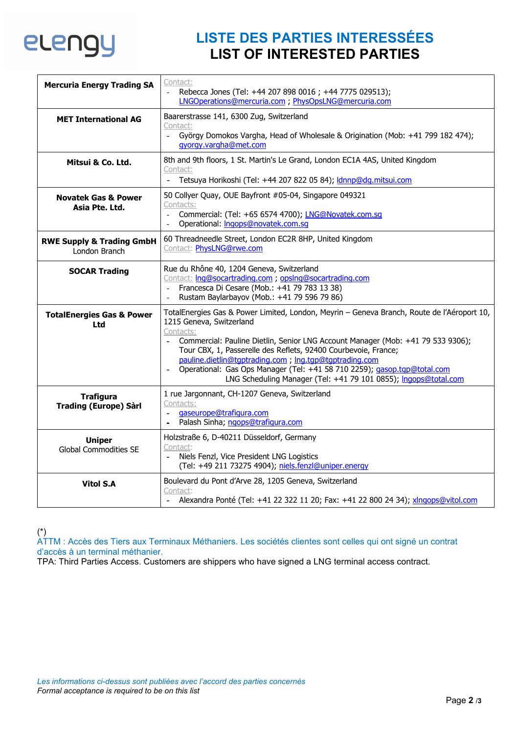# LISTE DES PARTIES INTERESSÉES
# LIST OF INTERESTED PARTIES

| | |
|---|---|
| **Mercuria Energy Trading SA** | Contact:<br>- Rebecca Jones (Tel: +44 207 898 0016 ; +44 7775 029513); LNGOperations@mercuria.com ; PhysOpsLNG@mercuria.com |
| **MET International AG** | Baarerstrasse 141, 6300 Zug, Switzerland<br>Contact:<br>- György Domokos Vargha, Head of Wholesale & Origination (Mob: +41 799 182 474); gyorgy.vargha@met.com |
| **Mitsui & Co. Ltd.** | 8th and 9th floors, 1 St. Martin's Le Grand, London EC1A 4AS, United Kingdom<br>Contact:<br>- Tetsuya Horikoshi (Tel: +44 207 822 05 84); ldnnp@dg.mitsui.com |
| **Novatek Gas & Power Asia Pte. Ltd.** | 50 Collyer Quay, OUE Bayfront #05-04, Singapore 049321<br>Contacts:<br>- Commercial: (Tel: +65 6574 4700); LNG@Novatek.com.sg<br>- Operational: lngops@novatek.com.sg |
| **RWE Supply & Trading GmbH** London Branch | 60 Threadneedle Street, London EC2R 8HP, United Kingdom<br>Contact: PhysLNG@rwe.com |
| **SOCAR Trading** | Rue du Rhône 40, 1204 Geneva, Switzerland<br>Contact: lng@socartrading.com ; opslng@socartrading.com<br>- Francesca Di Cesare (Mob.: +41 79 783 13 38)<br>- Rustam Baylarbayov (Mob.: +41 79 596 79 86) |
| **TotalEnergies Gas & Power Ltd** | TotalEnergies Gas & Power Limited, London, Meyrin – Geneva Branch, Route de l'Aéroport 10, 1215 Geneva, Switzerland<br>Contacts:<br>- Commercial: Pauline Dietlin, Senior LNG Account Manager (Mob: +41 79 533 9306); Tour CBX, 1, Passerelle des Reflets, 92400 Courbevoie, France; pauline.dietlin@tgptrading.com ; lng.tgp@tgptrading.com<br>- Operational: Gas Ops Manager (Tel: +41 58 710 2259); gasop.tgp@total.com<br>LNG Scheduling Manager (Tel: +41 79 101 0855); lngops@total.com |
| **Trafigura Trading (Europe) Sàrl** | 1 rue Jargonnant, CH-1207 Geneva, Switzerland<br>Contacts:<br>- gaseurope@trafigura.com<br>- Palash Sinha; ngops@trafigura.com |
| **Uniper** Global Commodities SE | Holzstraße 6, D-40211 Düsseldorf, Germany<br>Contact:<br>- Niels Fenzl, Vice President LNG Logistics (Tel: +49 211 73275 4904); niels.fenzl@uniper.energy |
| **Vitol S.A** | Boulevard du Pont d'Arve 28, 1205 Geneva, Switzerland<br>Contact:<br>- Alexandra Ponté (Tel: +41 22 322 11 20; Fax: +41 22 800 24 34); xlngops@vitol.com |

(*)
ATTM : Accès des Tiers aux Terminaux Méthaniers. Les sociétés clientes sont celles qui ont signé un contrat d'accès à un terminal méthanier.
TPA: Third Parties Access. Customers are shippers who have signed a LNG terminal access contract.

*Les informations ci-dessus sont publiées avec l'accord des parties concernés*
*Formal acceptance is required to be on this list*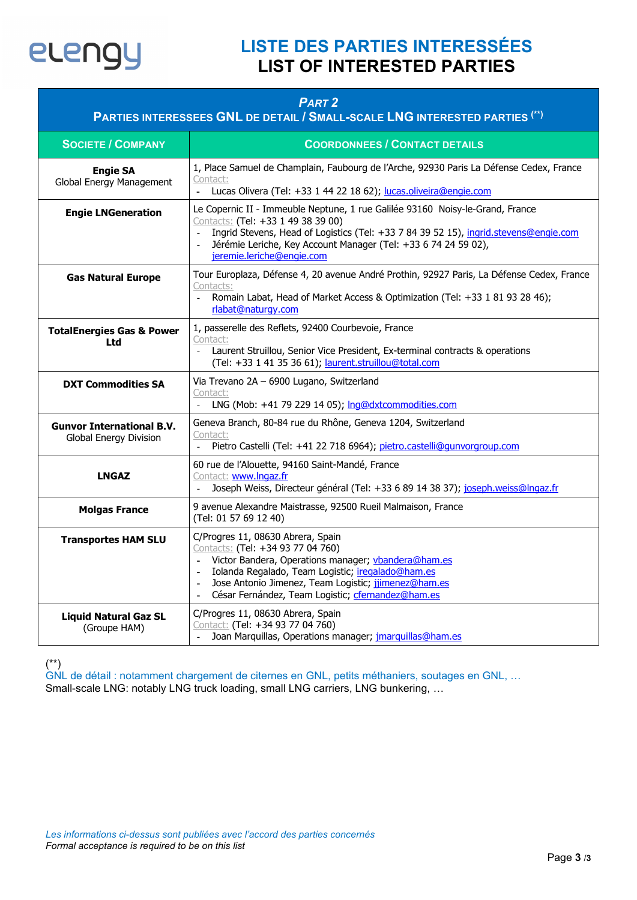# LISTE DES PARTIES INTERESSÉES
# LIST OF INTERESTED PARTIES

| *PART 2* PARTIES INTERESSEES GNL DE DETAIL / SMALL-SCALE LNG INTERESTED PARTIES (**) | |
|---|---|
| **SOCIETE / COMPANY** | **COORDONNEES / CONTACT DETAILS** |
| **Engie SA** Global Energy Management | 1, Place Samuel de Champlain, Faubourg de l'Arche, 92930 Paris La Défense Cedex, France<br>Contact:<br>- Lucas Olivera (Tel: +33 1 44 22 18 62); lucas.oliveira@engie.com |
| **Engie LNGeneration** | Le Copernic II - Immeuble Neptune, 1 rue Galilée 93160 Noisy-le-Grand, France<br>Contacts: (Tel: +33 1 49 38 39 00)<br>- Ingrid Stevens, Head of Logistics (Tel: +33 7 84 39 52 15), ingrid.stevens@engie.com<br>- Jérémie Leriche, Key Account Manager (Tel: +33 6 74 24 59 02), jeremie.leriche@engie.com |
| **Gas Natural Europe** | Tour Europlaza, Défense 4, 20 avenue André Prothin, 92927 Paris, La Défense Cedex, France<br>Contacts:<br>- Romain Labat, Head of Market Access & Optimization (Tel: +33 1 81 93 28 46); rlabat@naturgy.com |
| **TotalEnergies Gas & Power Ltd** | 1, passerelle des Reflets, 92400 Courbevoie, France<br>Contact:<br>- Laurent Struillou, Senior Vice President, Ex-terminal contracts & operations (Tel: +33 1 41 35 36 61); laurent.struillou@total.com |
| **DXT Commodities SA** | Via Trevano 2A – 6900 Lugano, Switzerland<br>Contact:<br>- LNG (Mob: +41 79 229 14 05); lng@dxtcommodities.com |
| **Gunvor International B.V.** Global Energy Division | Geneva Branch, 80-84 rue du Rhône, Geneva 1204, Switzerland<br>Contact:<br>- Pietro Castelli (Tel: +41 22 718 6964); pietro.castelli@gunvorgroup.com |
| **LNGAZ** | 60 rue de l'Alouette, 94160 Saint-Mandé, France<br>Contact: www.lngaz.fr<br>- Joseph Weiss, Directeur général (Tel: +33 6 89 14 38 37); joseph.weiss@lngaz.fr |
| **Molgas France** | 9 avenue Alexandre Maistrasse, 92500 Rueil Malmaison, France<br>(Tel: 01 57 69 12 40) |
| **Transportes HAM SLU** | C/Progres 11, 08630 Abrera, Spain<br>Contacts: (Tel: +34 93 77 04 760)<br>- Victor Bandera, Operations manager; vbandera@ham.es<br>- Iolanda Regalado, Team Logistic; iregalado@ham.es<br>- Jose Antonio Jimenez, Team Logistic; jjimenez@ham.es<br>- César Fernández, Team Logistic; cfernandez@ham.es |
| **Liquid Natural Gaz SL** (Groupe HAM) | C/Progres 11, 08630 Abrera, Spain<br>Contact: (Tel: +34 93 77 04 760)<br>- Joan Marquillas, Operations manager; jmarquillas@ham.es |

(**)
GNL de détail : notamment chargement de citernes en GNL, petits méthaniers, soutages en GNL, …
Small-scale LNG: notably LNG truck loading, small LNG carriers, LNG bunkering, …

*Les informations ci-dessus sont publiées avec l'accord des parties concernés*
*Formal acceptance is required to be on this list*